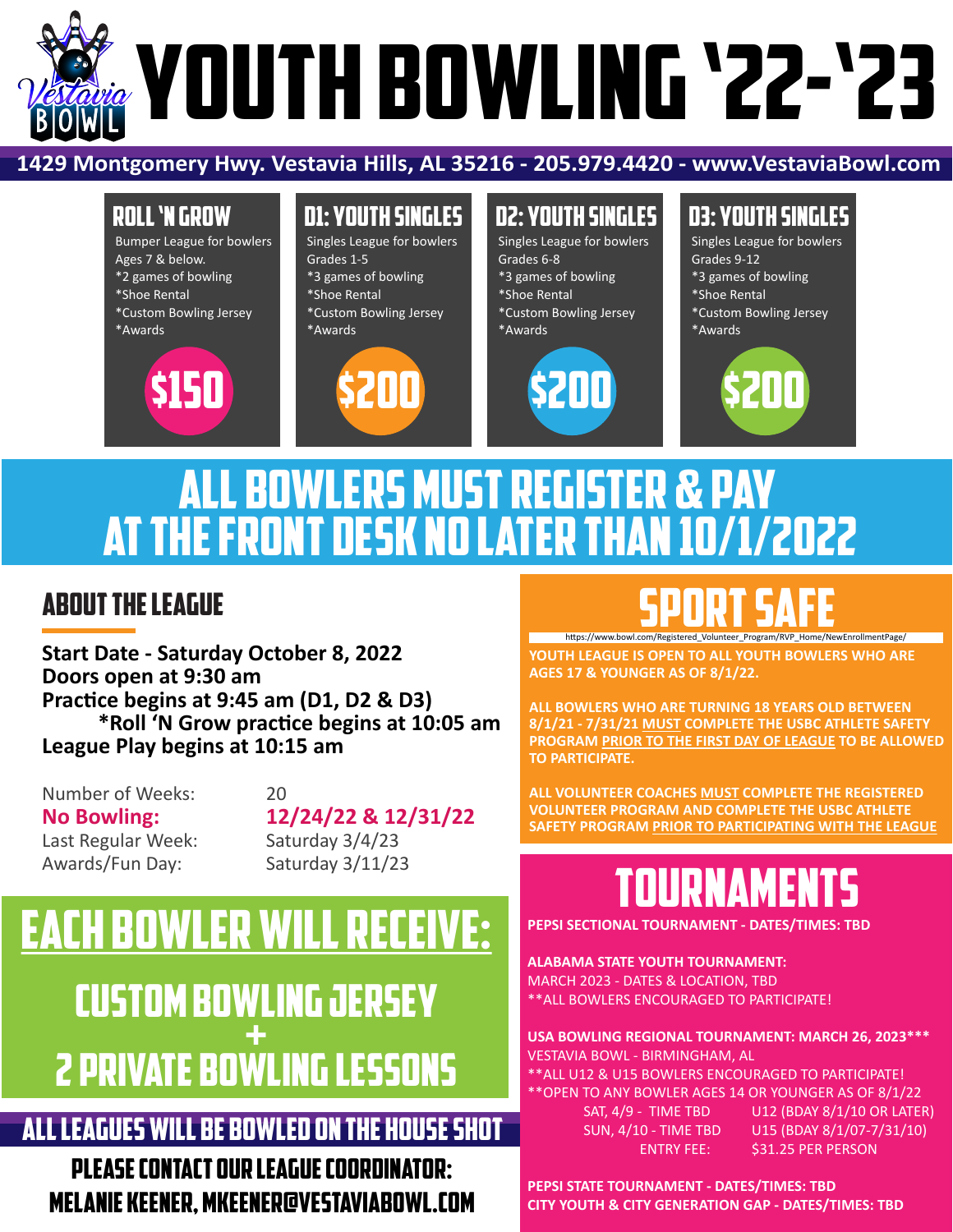# YOUTH BOWLING '22-'23

**1429 Montgomery Hwy. Vestavia Hills, AL 35216 - 205.979.4420 - www.VestaviaBowl.com**

## ROLL 'N GROW

Bumper League for bowlers Ages 7 & below.
*2 games of bowling
*Shoe Rental
*Custom Bowling Jersey
*Awards

**$150**

## D1: YOUTH SINGLES

Singles League for bowlers Grades 1-5
*3 games of bowling
*Shoe Rental
*Custom Bowling Jersey
*Awards

**$200**

## D2: YOUTH SINGLES

Singles League for bowlers Grades 6-8
*3 games of bowling
*Shoe Rental
*Custom Bowling Jersey
*Awards

**$200**

## D3: YOUTH SINGLES

Singles League for bowlers Grades 9-12
*3 games of bowling
*Shoe Rental
*Custom Bowling Jersey
*Awards

**$200**

## ALL BOWLERS MUST REGISTER & PAY AT THE FRONT DESK NO LATER THAN 10/1/2022

## ABOUT THE LEAGUE

**Start Date - Saturday October 8, 2022**
**Doors open at 9:30 am**
**Practice begins at 9:45 am (D1, D2 & D3)**
**\*Roll 'N Grow practice begins at 10:05 am**
**League Play begins at 10:15 am**

| | |
|---|---|
| Number of Weeks: | 20 |
| **No Bowling:** | **12/24/22 & 12/31/22** |
| Last Regular Week: | Saturday 3/4/23 |
| Awards/Fun Day: | Saturday 3/11/23 |

## EACH BOWLER WILL RECEIVE:

**CUSTOM BOWLING JERSEY**
**+**
**2 PRIVATE BOWLING LESSONS**

**ALL LEAGUES WILL BE BOWLED ON THE HOUSE SHOT**

**PLEASE CONTACT OUR LEAGUE COORDINATOR:**
**MELANIE KEENER, MKEENER@VESTAVIABOWL.COM**

## SPORT SAFE

https://www.bowl.com/Registered_Volunteer_Program/RVP_Home/NewEnrollmentPage/

**YOUTH LEAGUE IS OPEN TO ALL YOUTH BOWLERS WHO ARE AGES 17 & YOUNGER AS OF 8/1/22.**

**ALL BOWLERS WHO ARE TURNING 18 YEARS OLD BETWEEN 8/1/21 - 7/31/21 MUST COMPLETE THE USBC ATHLETE SAFETY PROGRAM PRIOR TO THE FIRST DAY OF LEAGUE TO BE ALLOWED TO PARTICIPATE.**

**ALL VOLUNTEER COACHES MUST COMPLETE THE REGISTERED VOLUNTEER PROGRAM AND COMPLETE THE USBC ATHLETE SAFETY PROGRAM PRIOR TO PARTICIPATING WITH THE LEAGUE**

## TOURNAMENTS

**PEPSI SECTIONAL TOURNAMENT - DATES/TIMES: TBD**

**ALABAMA STATE YOUTH TOURNAMENT:**
MARCH 2023 - DATES & LOCATION, TBD
**ALL BOWLERS ENCOURAGED TO PARTICIPATE!

**USA BOWLING REGIONAL TOURNAMENT: MARCH 26, 2023*****
VESTAVIA BOWL - BIRMINGHAM, AL
**ALL U12 & U15 BOWLERS ENCOURAGED TO PARTICIPATE!
**OPEN TO ANY BOWLER AGES 14 OR YOUNGER AS OF 8/1/22

| | |
|---|---|
| SAT, 4/9 - TIME TBD | U12 (BDAY 8/1/10 OR LATER) |
| SUN, 4/10 - TIME TBD | U15 (BDAY 8/1/07-7/31/10) |
| ENTRY FEE: | $31.25 PER PERSON |

**PEPSI STATE TOURNAMENT - DATES/TIMES: TBD**
**CITY YOUTH & CITY GENERATION GAP - DATES/TIMES: TBD**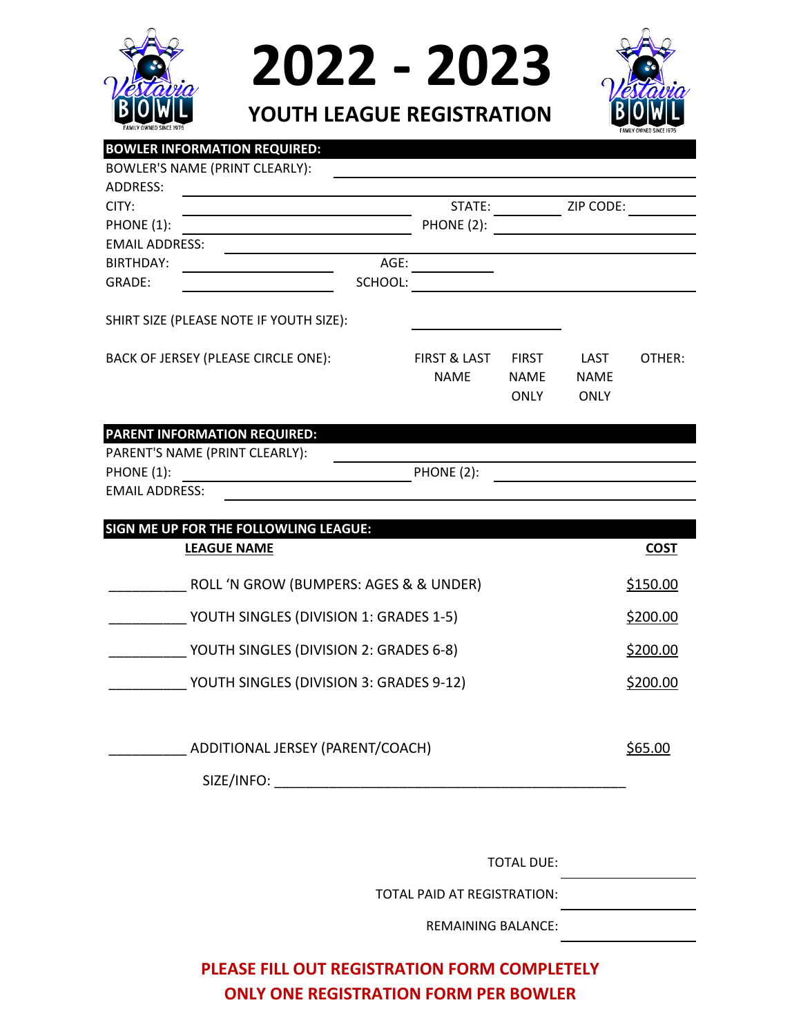# 2022 - 2023

## YOUTH LEAGUE REGISTRATION

**BOWLER INFORMATION REQUIRED:**

BOWLER'S NAME (PRINT CLEARLY): ______________________

ADDRESS: ______________________

CITY: ______________ STATE: ________ ZIP CODE: ________

PHONE (1): ______________ PHONE (2): ______________

EMAIL ADDRESS: ______________________

BIRTHDAY: ______________ AGE: ________

GRADE: ______________ SCHOOL: ______________

SHIRT SIZE (PLEASE NOTE IF YOUTH SIZE): ______________

BACK OF JERSEY (PLEASE CIRCLE ONE): FIRST & LAST NAME | FIRST NAME ONLY | LAST NAME ONLY | OTHER:

**PARENT INFORMATION REQUIRED:**

PARENT'S NAME (PRINT CLEARLY): ______________________

PHONE (1): ______________ PHONE (2): ______________

EMAIL ADDRESS: ______________________

**SIGN ME UP FOR THE FOLLOWLING LEAGUE:**

| | LEAGUE NAME | COST |
|---|---|---|
| __________ | ROLL 'N GROW (BUMPERS: AGES & & UNDER) | $150.00 |
| __________ | YOUTH SINGLES (DIVISION 1: GRADES 1-5) | $200.00 |
| __________ | YOUTH SINGLES (DIVISION 2: GRADES 6-8) | $200.00 |
| __________ | YOUTH SINGLES (DIVISION 3: GRADES 9-12) | $200.00 |
| __________ | ADDITIONAL JERSEY (PARENT/COACH) | $65.00 |

SIZE/INFO: ______________________________________________

TOTAL DUE: ______________

TOTAL PAID AT REGISTRATION: ______________

REMAINING BALANCE: ______________

**PLEASE FILL OUT REGISTRATION FORM COMPLETELY**

**ONLY ONE REGISTRATION FORM PER BOWLER**